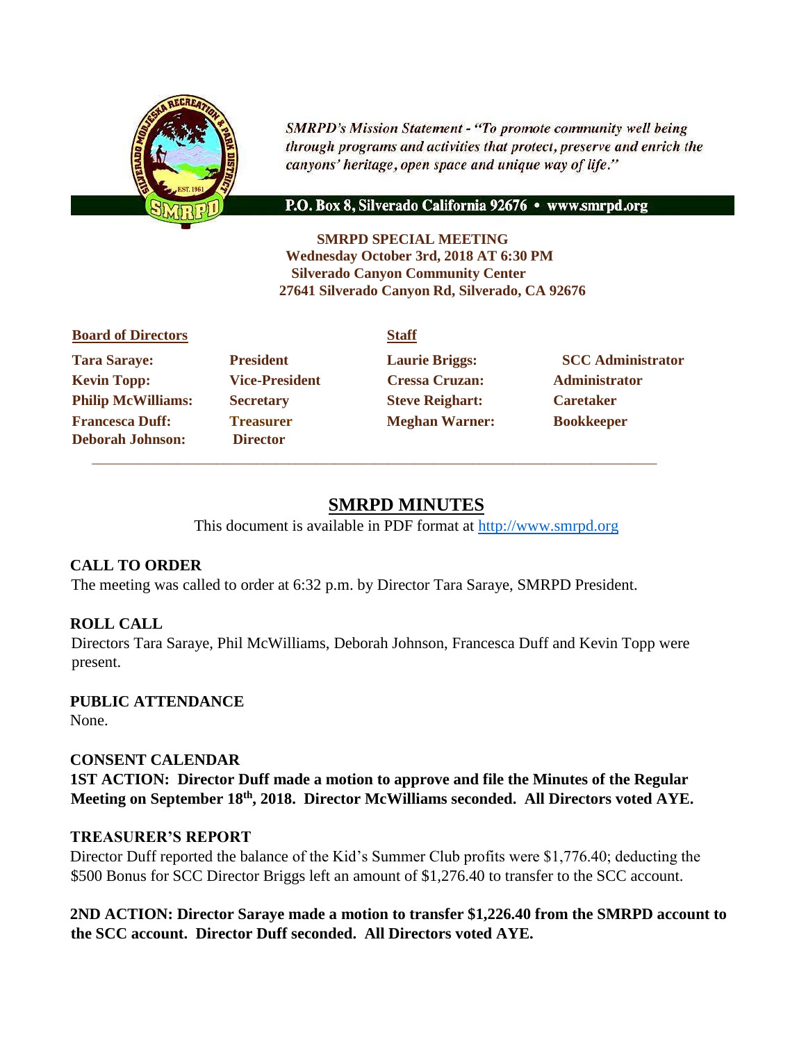*SMRPD's Mission Statement - "To promote community well being through programs and activities that protect, preserve and enrich the canyons' heritage, open space and unique way of life."*

**P.O. Box 8, Silverado California 92676 • www.smrpd.org**

**SMRPD SPECIAL MEETING**
**Wednesday October 3rd, 2018 AT 6:30 PM**
**Silverado Canyon Community Center**
**27641 Silverado Canyon Rd, Silverado, CA 92676**

| **Board of Directors** | | **Staff** | |
|---|---|---|---|
| **Tara Saraye:** | **President** | **Laurie Briggs:** | **SCC Administrator** |
| **Kevin Topp:** | **Vice-President** | **Cressa Cruzan:** | **Administrator** |
| **Philip McWilliams:** | **Secretary** | **Steve Reighart:** | **Caretaker** |
| **Francesca Duff:** | **Treasurer** | **Meghan Warner:** | **Bookkeeper** |
| **Deborah Johnson:** | **Director** | | |

# SMRPD MINUTES

This document is available in PDF format at http://www.smrpd.org

## CALL TO ORDER

The meeting was called to order at 6:32 p.m. by Director Tara Saraye, SMRPD President.

## ROLL CALL

Directors Tara Saraye, Phil McWilliams, Deborah Johnson, Francesca Duff and Kevin Topp were present.

## PUBLIC ATTENDANCE

None.

## CONSENT CALENDAR

**1ST ACTION: Director Duff made a motion to approve and file the Minutes of the Regular Meeting on September 18th, 2018. Director McWilliams seconded. All Directors voted AYE.**

## TREASURER'S REPORT

Director Duff reported the balance of the Kid's Summer Club profits were $1,776.40; deducting the $500 Bonus for SCC Director Briggs left an amount of $1,276.40 to transfer to the SCC account.

**2ND ACTION: Director Saraye made a motion to transfer $1,226.40 from the SMRPD account to the SCC account. Director Duff seconded. All Directors voted AYE.**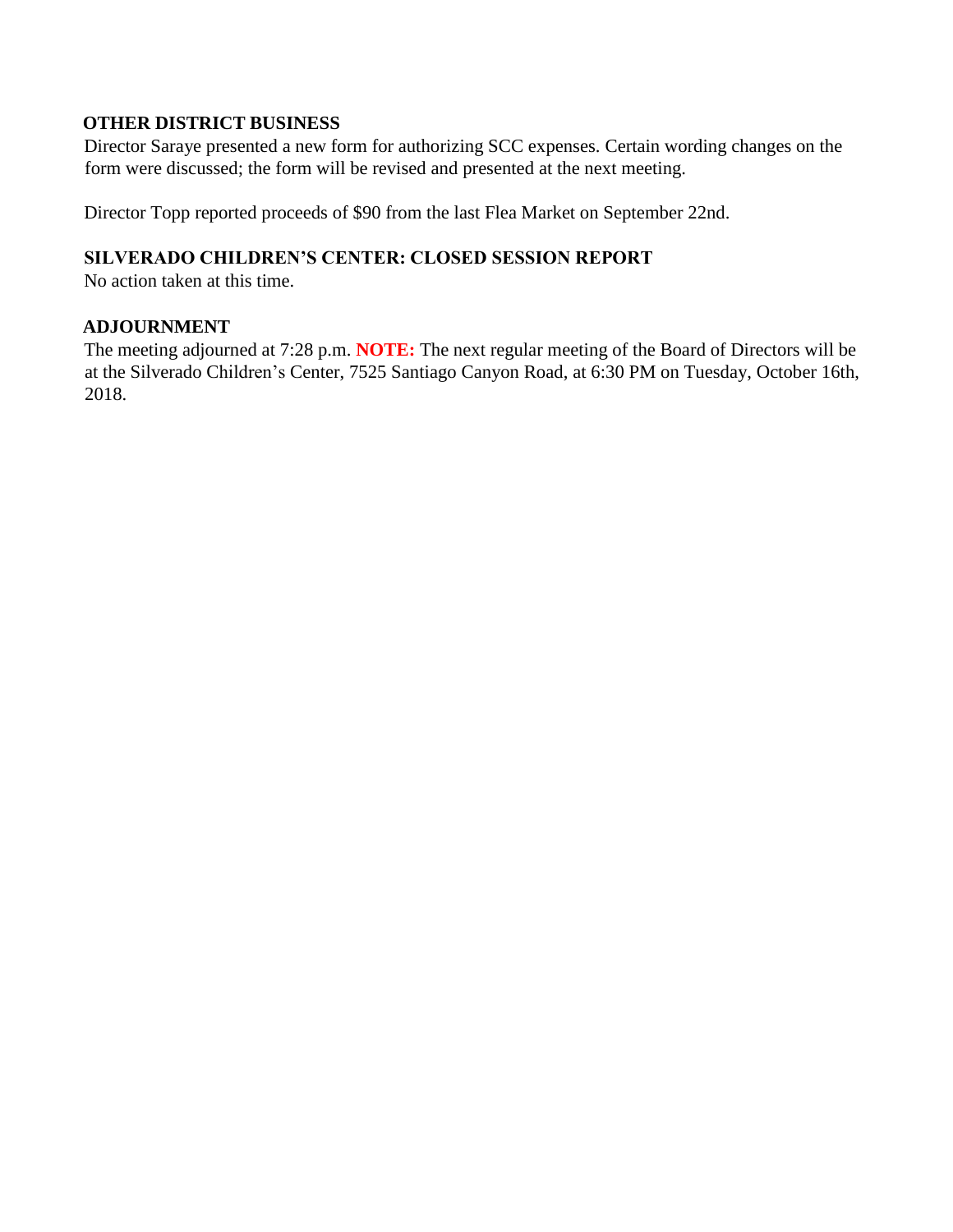**OTHER DISTRICT BUSINESS**

Director Saraye presented a new form for authorizing SCC expenses. Certain wording changes on the form were discussed; the form will be revised and presented at the next meeting.

Director Topp reported proceeds of $90 from the last Flea Market on September 22nd.

**SILVERADO CHILDREN'S CENTER: CLOSED SESSION REPORT**

No action taken at this time.

**ADJOURNMENT**

The meeting adjourned at 7:28 p.m. **NOTE:** The next regular meeting of the Board of Directors will be at the Silverado Children's Center, 7525 Santiago Canyon Road, at 6:30 PM on Tuesday, October 16th, 2018.